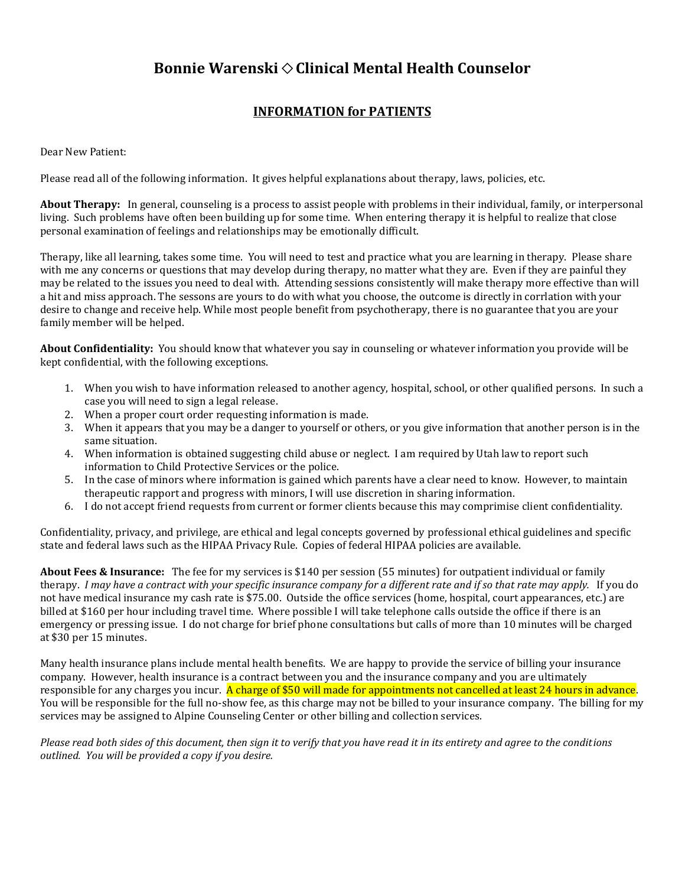# Bonnie Warenski ◇ Clinical Mental Health Counselor

## INFORMATION for PATIENTS

Dear New Patient:

Please read all of the following information. It gives helpful explanations about therapy, laws, policies, etc.

**About Therapy:** In general, counseling is a process to assist people with problems in their individual, family, or interpersonal living. Such problems have often been building up for some time. When entering therapy it is helpful to realize that close personal examination of feelings and relationships may be emotionally difficult.

Therapy, like all learning, takes some time. You will need to test and practice what you are learning in therapy. Please share with me any concerns or questions that may develop during therapy, no matter what they are. Even if they are painful they may be related to the issues you need to deal with. Attending sessions consistently will make therapy more effective than will a hit and miss approach. The sessons are yours to do with what you choose, the outcome is directly in corrlation with your desire to change and receive help. While most people benefit from psychotherapy, there is no guarantee that you are your family member will be helped.

**About Confidentiality:** You should know that whatever you say in counseling or whatever information you provide will be kept confidential, with the following exceptions.

1. When you wish to have information released to another agency, hospital, school, or other qualified persons. In such a case you will need to sign a legal release.
2. When a proper court order requesting information is made.
3. When it appears that you may be a danger to yourself or others, or you give information that another person is in the same situation.
4. When information is obtained suggesting child abuse or neglect. I am required by Utah law to report such information to Child Protective Services or the police.
5. In the case of minors where information is gained which parents have a clear need to know. However, to maintain therapeutic rapport and progress with minors, I will use discretion in sharing information.
6. I do not accept friend requests from current or former clients because this may comprimise client confidentiality.

Confidentiality, privacy, and privilege, are ethical and legal concepts governed by professional ethical guidelines and specific state and federal laws such as the HIPAA Privacy Rule. Copies of federal HIPAA policies are available.

**About Fees & Insurance:** The fee for my services is $140 per session (55 minutes) for outpatient individual or family therapy. *I may have a contract with your specific insurance company for a different rate and if so that rate may apply.* If you do not have medical insurance my cash rate is $75.00. Outside the office services (home, hospital, court appearances, etc.) are billed at $160 per hour including travel time. Where possible I will take telephone calls outside the office if there is an emergency or pressing issue. I do not charge for brief phone consultations but calls of more than 10 minutes will be charged at $30 per 15 minutes.

Many health insurance plans include mental health benefits. We are happy to provide the service of billing your insurance company. However, health insurance is a contract between you and the insurance company and you are ultimately responsible for any charges you incur. A charge of $50 will made for appointments not cancelled at least 24 hours in advance. You will be responsible for the full no-show fee, as this charge may not be billed to your insurance company. The billing for my services may be assigned to Alpine Counseling Center or other billing and collection services.

*Please read both sides of this document, then sign it to verify that you have read it in its entirety and agree to the conditions outlined. You will be provided a copy if you desire.*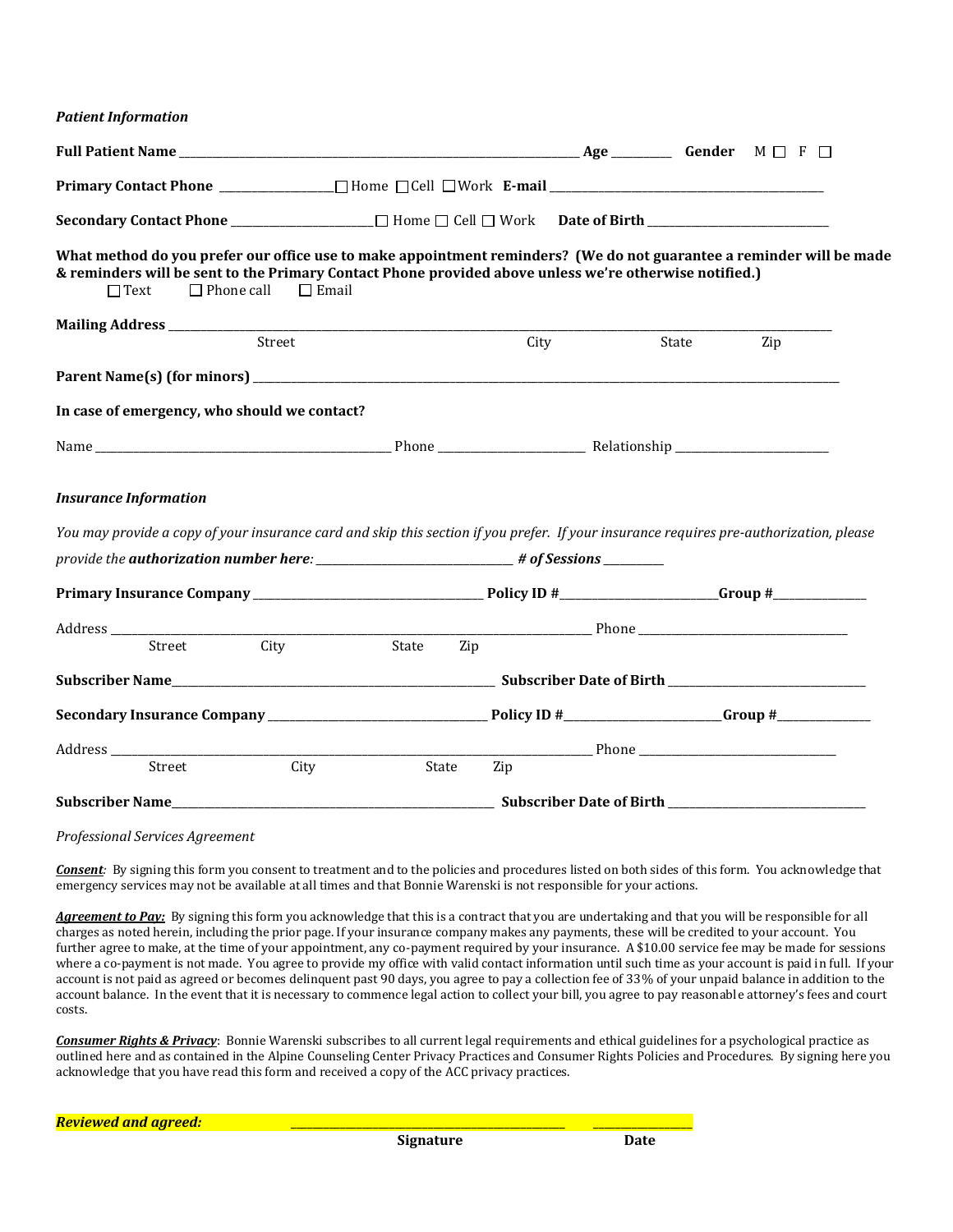***Patient Information***

**Full Patient Name** ______________________________________________ **Age** ________ **Gender** M ☐ F ☐

**Primary Contact Phone** _______________ ☐ Home ☐ Cell ☐ Work **E-mail** ______________________________

**Secondary Contact Phone** ___________________ ☐ Home ☐ Cell ☐ Work **Date of Birth** ______________________

**What method do you prefer our office use to make appointment reminders? (We do not guarantee a reminder will be made & reminders will be sent to the Primary Contact Phone provided above unless we're otherwise notified.)**

☐ Text ☐ Phone call ☐ Email

**Mailing Address** ____________________________________________________________________________

Street City State Zip

**Parent Name(s) (for minors)** ________________________________________________________________

**In case of emergency, who should we contact?**

Name ____________________________________ Phone ___________________ Relationship ___________________

***Insurance Information***

*You may provide a copy of your insurance card and skip this section if you prefer. If your insurance requires pre-authorization, please provide the* ***authorization number here:*** _________________________ ***# of Sessions*** ________

**Primary Insurance Company** _____________________________ **Policy ID #**___________________**Group #**____________

Address ______________________________________________________________ Phone ____________________________

Street City State Zip

**Subscriber Name**___________________________________________ **Subscriber Date of Birth** __________________________

**Secondary Insurance Company** ___________________________ **Policy ID #**___________________**Group #**____________

Address ______________________________________________________________ Phone ____________________________

Street City State Zip

**Subscriber Name**___________________________________________ **Subscriber Date of Birth** __________________________

*Professional Services Agreement*

***Consent:*** By signing this form you consent to treatment and to the policies and procedures listed on both sides of this form. You acknowledge that emergency services may not be available at all times and that Bonnie Warenski is not responsible for your actions.

***Agreement to Pay:*** By signing this form you acknowledge that this is a contract that you are undertaking and that you will be responsible for all charges as noted herein, including the prior page. If your insurance company makes any payments, these will be credited to your account. You further agree to make, at the time of your appointment, any co-payment required by your insurance. A $10.00 service fee may be made for sessions where a co-payment is not made. You agree to provide my office with valid contact information until such time as your account is paid in full. If your account is not paid as agreed or becomes delinquent past 90 days, you agree to pay a collection fee of 33% of your unpaid balance in addition to the account balance. In the event that it is necessary to commence legal action to collect your bill, you agree to pay reasonable attorney's fees and court costs.

***Consumer Rights & Privacy***: Bonnie Warenski subscribes to all current legal requirements and ethical guidelines for a psychological practice as outlined here and as contained in the Alpine Counseling Center Privacy Practices and Consumer Rights Policies and Procedures. By signing here you acknowledge that you have read this form and received a copy of the ACC privacy practices.

***Reviewed and agreed:*** ____________________________________ ______________

**Signature** **Date**